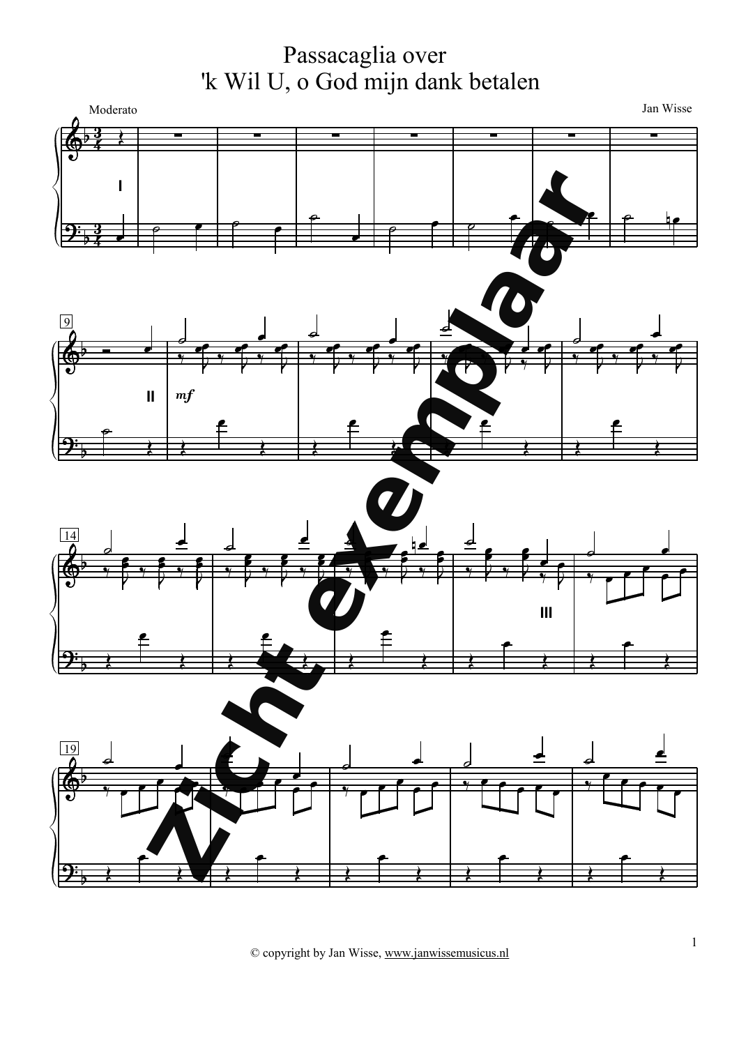# Passacaglia over
# 'k Wil U, o God mijn dank betalen

Moderato

Jan Wisse

© copyright by Jan Wisse, www.janwissemusicus.nl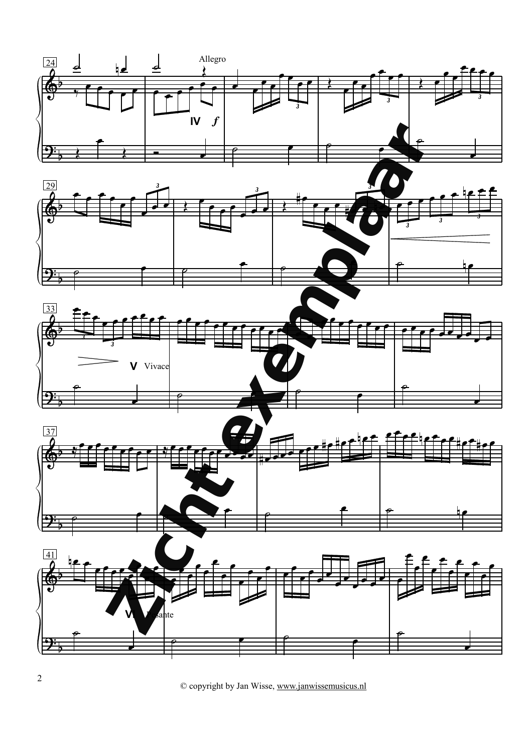Allegro

IV *f*

V Vivace

VI Pesante

Zichtexemplaar

© copyright by Jan Wisse, www.janwissemusicus.nl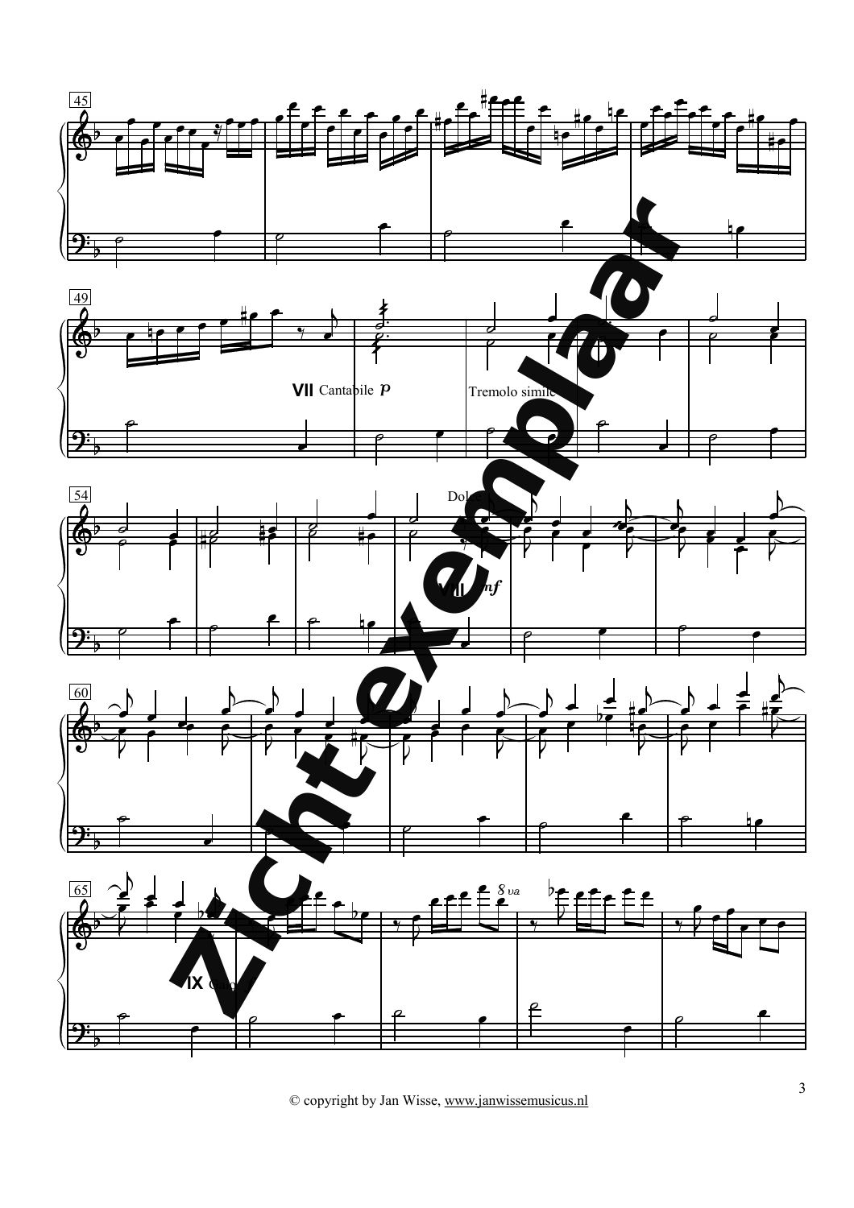45

49

VII Cantabile *p*

Tremolo simile

54

Dolce

VIII *mf*

60

65

IX Calo

8va

Zichtexemplaar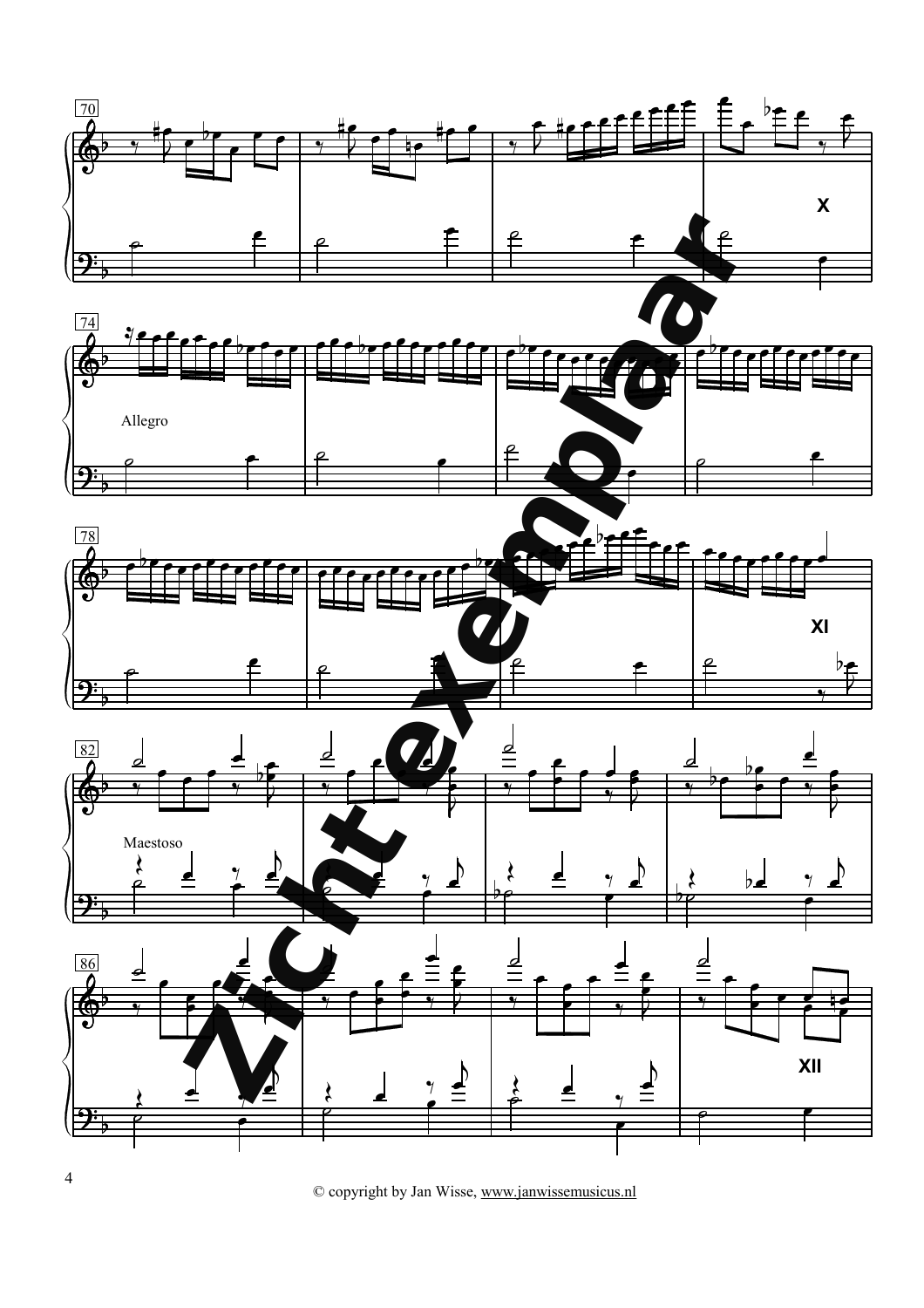X

Allegro

XI

Maestoso

XII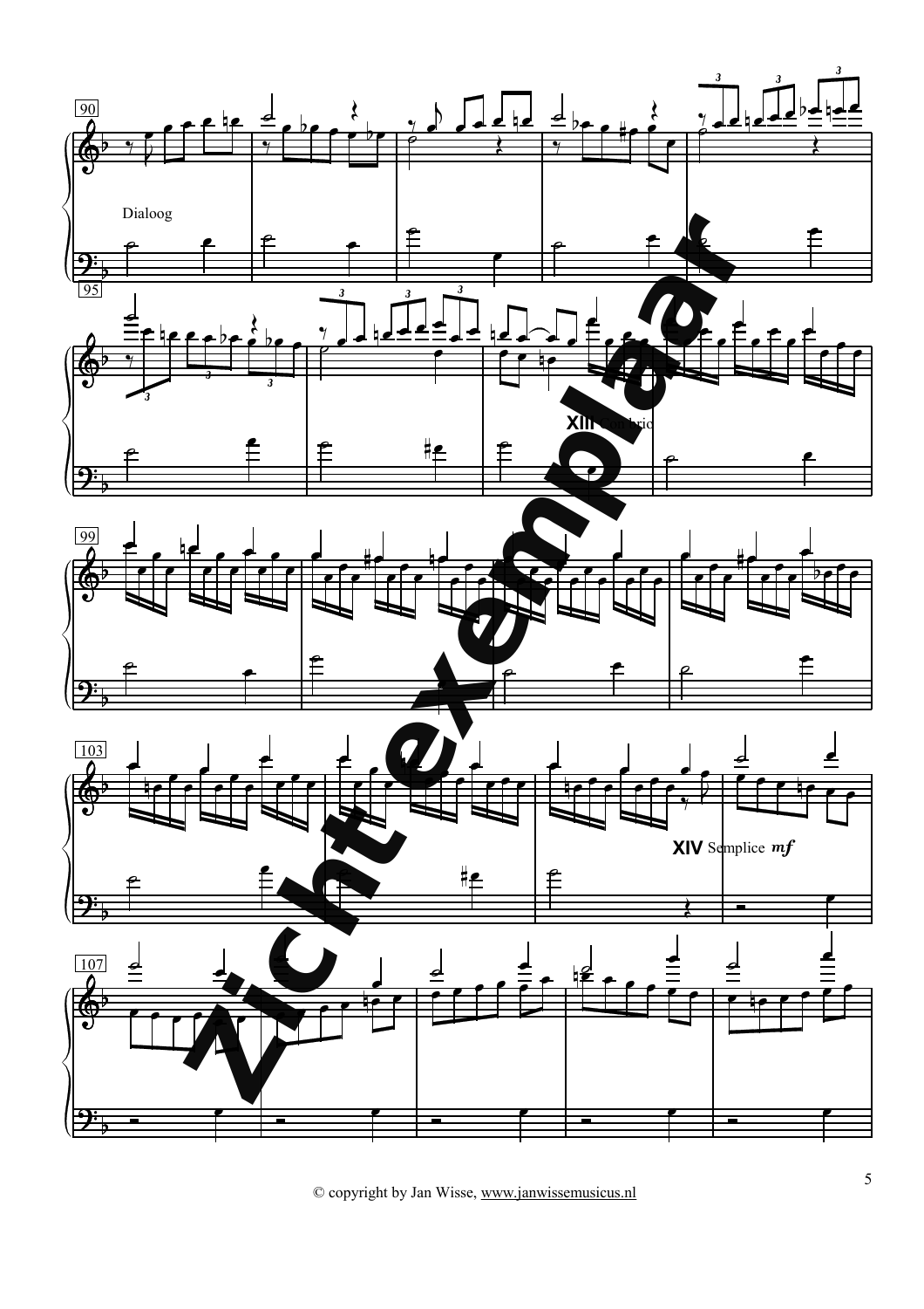Dialoog

XIII Con brio

XIV Semplice *mf*

Zichtexemplaar

© copyright by Jan Wisse, www.janwissemusicus.nl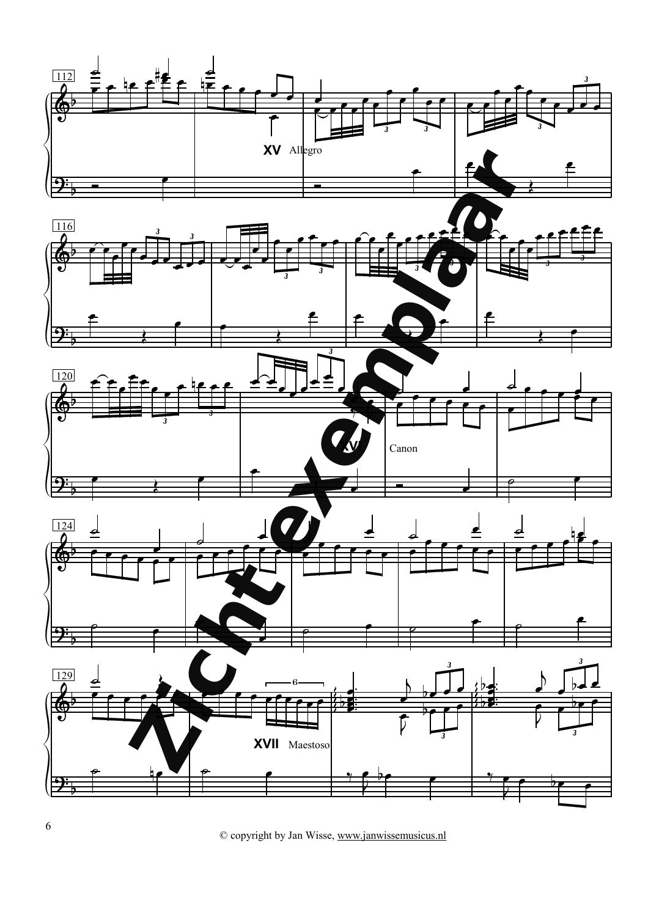XV Allegro

XVI Canon

XVII Maestoso

Zichtexemplaar

© copyright by Jan Wisse, www.janwissemusicus.nl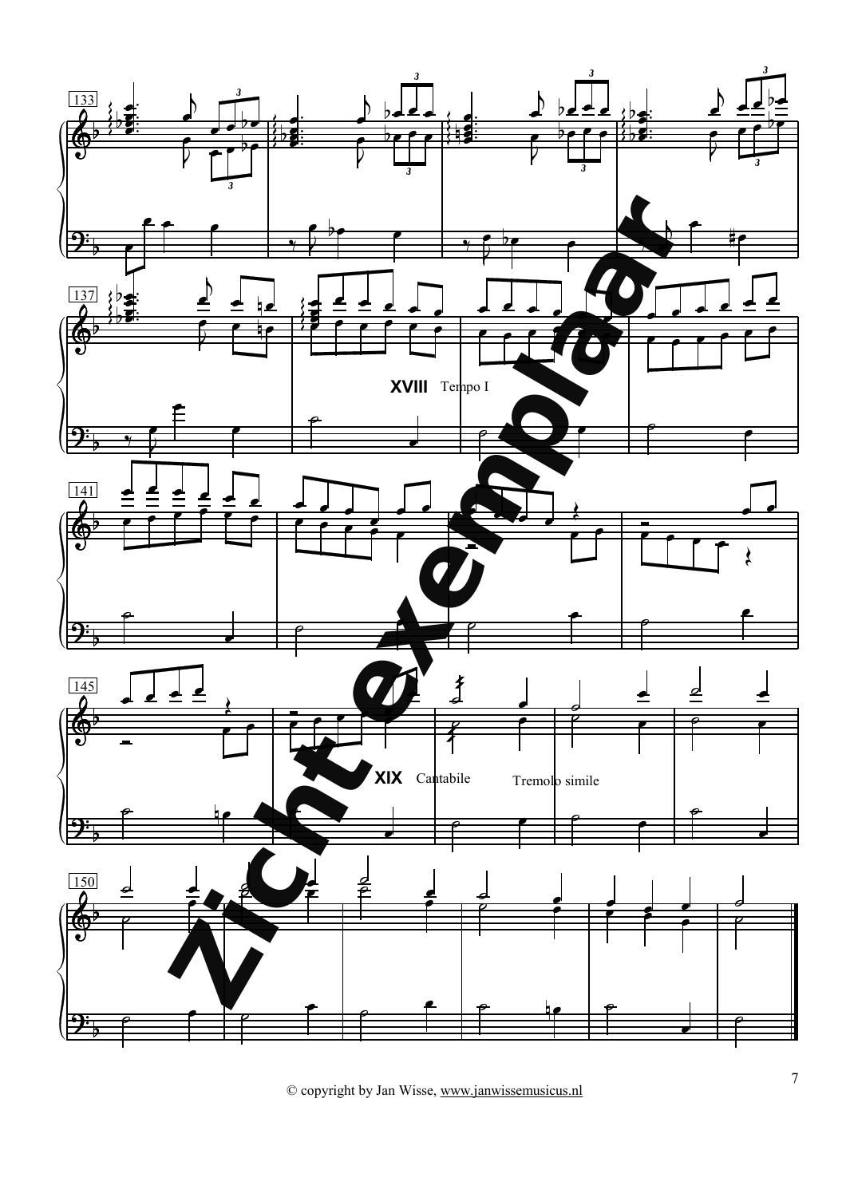**XVIII** Tempo I

**XIX** Cantabile

Tremolo simile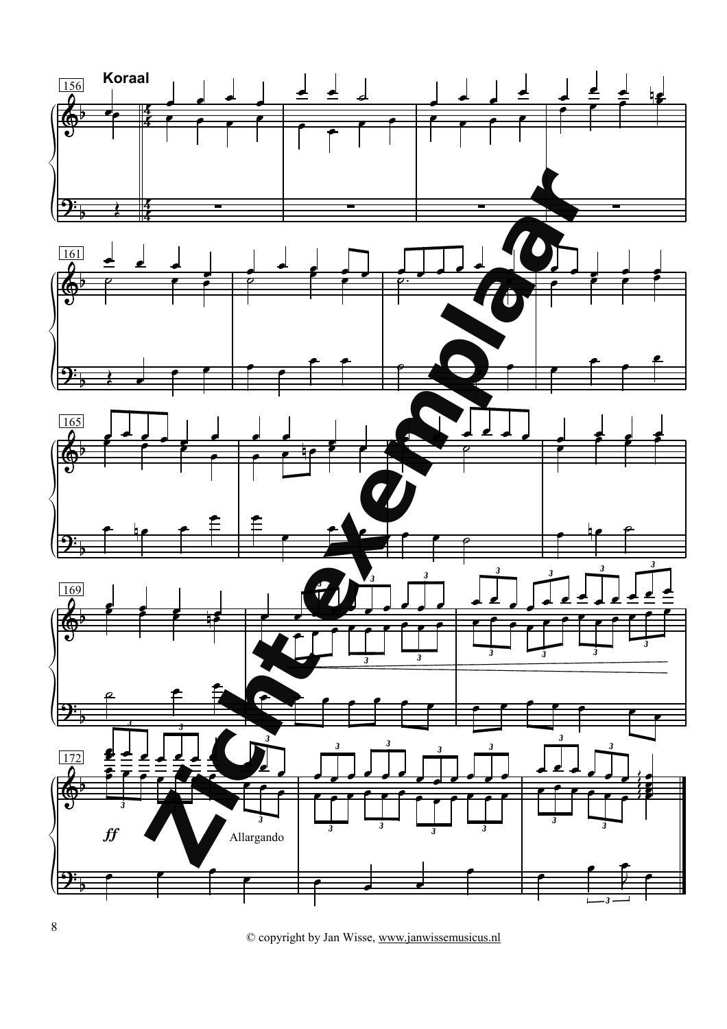**Koraal**

*ff*

Allargando

Zichtexemplaar

© copyright by Jan Wisse, www.janwissemusicus.nl